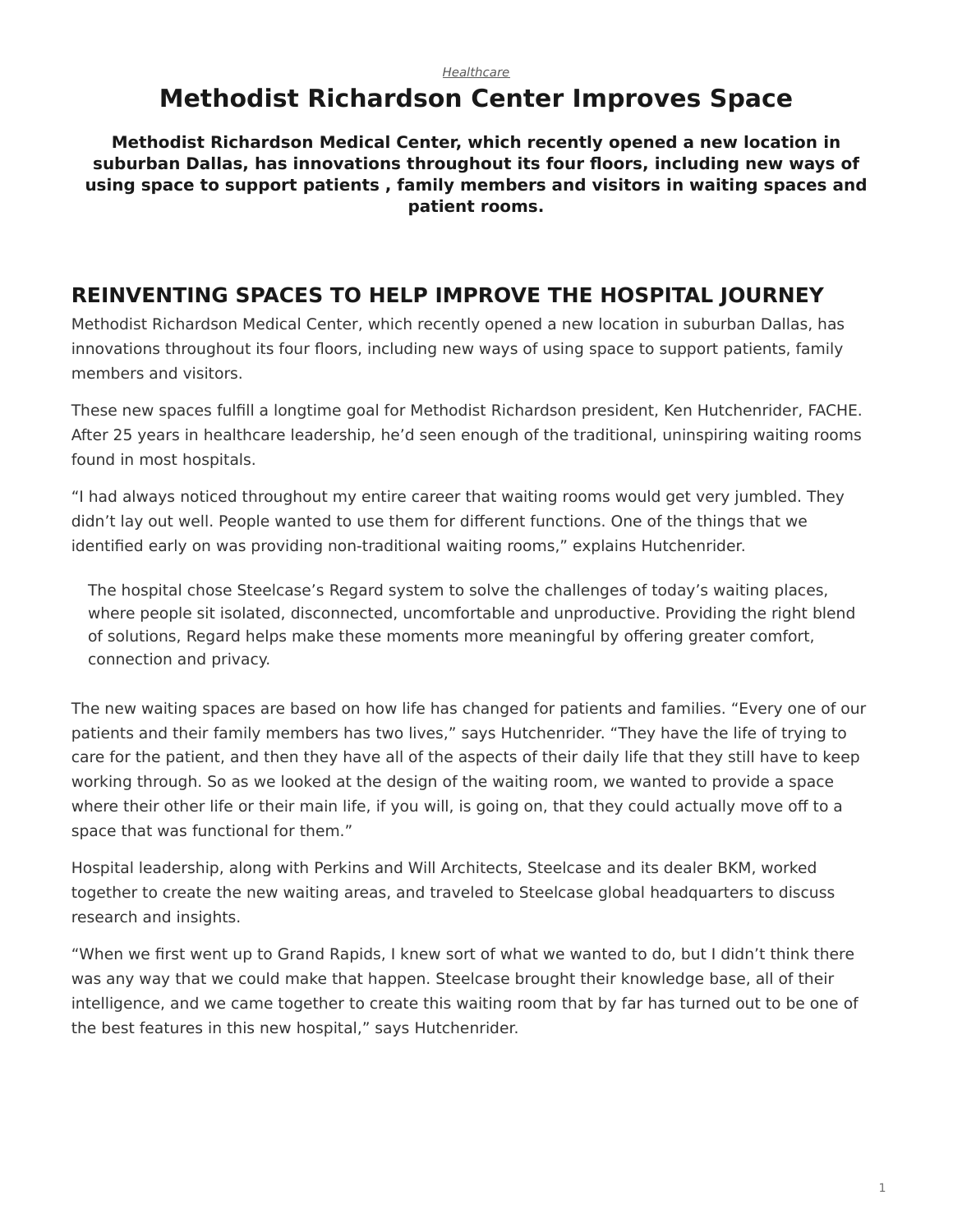*Healthcare*

# Methodist Richardson Center Improves Space

**Methodist Richardson Medical Center, which recently opened a new location in suburban Dallas, has innovations throughout its four floors, including new ways of using space to support patients , family members and visitors in waiting spaces and patient rooms.**

## REINVENTING SPACES TO HELP IMPROVE THE HOSPITAL JOURNEY

Methodist Richardson Medical Center, which recently opened a new location in suburban Dallas, has innovations throughout its four floors, including new ways of using space to support patients, family members and visitors.

These new spaces fulfill a longtime goal for Methodist Richardson president, Ken Hutchenrider, FACHE. After 25 years in healthcare leadership, he'd seen enough of the traditional, uninspiring waiting rooms found in most hospitals.

"I had always noticed throughout my entire career that waiting rooms would get very jumbled. They didn't lay out well. People wanted to use them for different functions. One of the things that we identified early on was providing non-traditional waiting rooms," explains Hutchenrider.

> The hospital chose Steelcase's Regard system to solve the challenges of today's waiting places, where people sit isolated, disconnected, uncomfortable and unproductive. Providing the right blend of solutions, Regard helps make these moments more meaningful by offering greater comfort, connection and privacy.

The new waiting spaces are based on how life has changed for patients and families. "Every one of our patients and their family members has two lives," says Hutchenrider. "They have the life of trying to care for the patient, and then they have all of the aspects of their daily life that they still have to keep working through. So as we looked at the design of the waiting room, we wanted to provide a space where their other life or their main life, if you will, is going on, that they could actually move off to a space that was functional for them."

Hospital leadership, along with Perkins and Will Architects, Steelcase and its dealer BKM, worked together to create the new waiting areas, and traveled to Steelcase global headquarters to discuss research and insights.

"When we first went up to Grand Rapids, I knew sort of what we wanted to do, but I didn't think there was any way that we could make that happen. Steelcase brought their knowledge base, all of their intelligence, and we came together to create this waiting room that by far has turned out to be one of the best features in this new hospital," says Hutchenrider.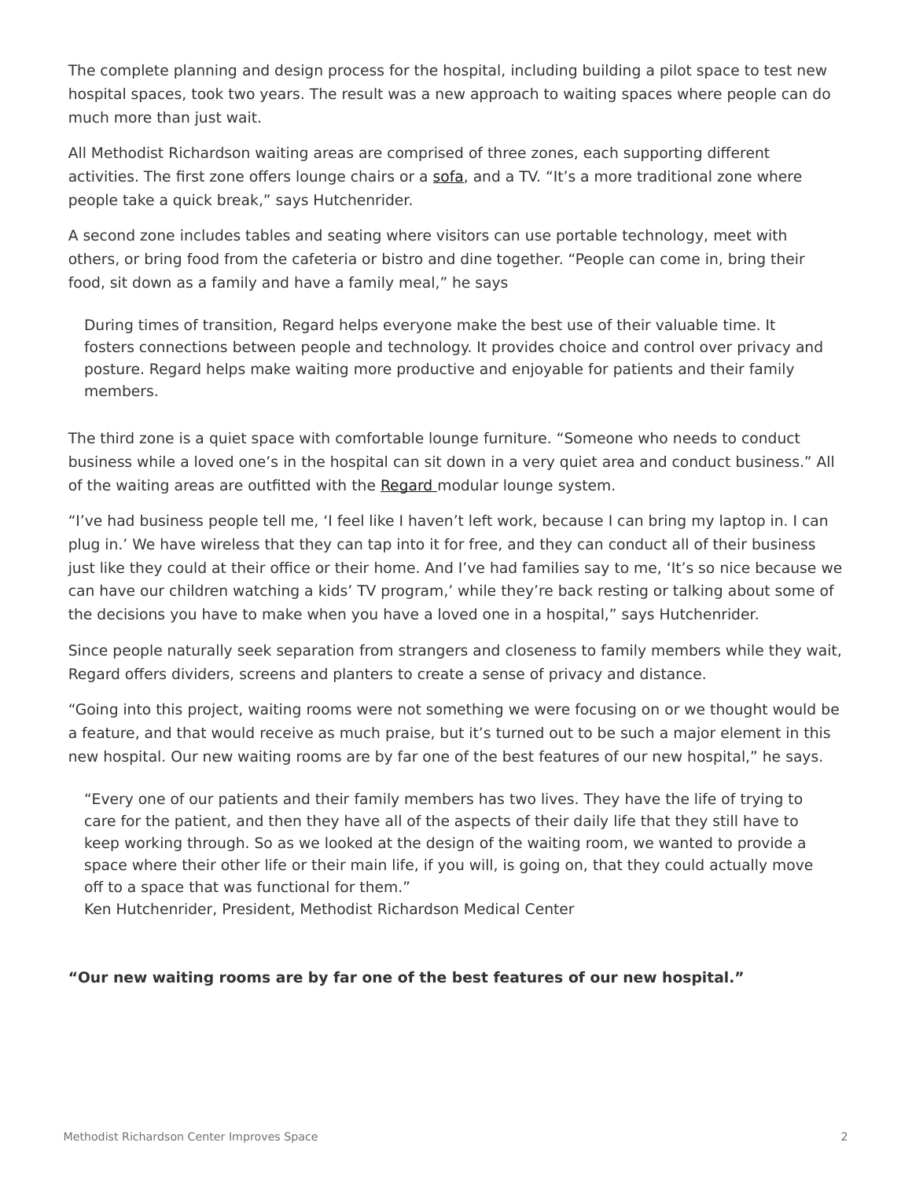The complete planning and design process for the hospital, including building a pilot space to test new hospital spaces, took two years. The result was a new approach to waiting spaces where people can do much more than just wait.

All Methodist Richardson waiting areas are comprised of three zones, each supporting different activities. The first zone offers lounge chairs or a sofa, and a TV. "It's a more traditional zone where people take a quick break," says Hutchenrider.

A second zone includes tables and seating where visitors can use portable technology, meet with others, or bring food from the cafeteria or bistro and dine together. "People can come in, bring their food, sit down as a family and have a family meal," he says

> During times of transition, Regard helps everyone make the best use of their valuable time. It fosters connections between people and technology. It provides choice and control over privacy and posture. Regard helps make waiting more productive and enjoyable for patients and their family members.

The third zone is a quiet space with comfortable lounge furniture. "Someone who needs to conduct business while a loved one's in the hospital can sit down in a very quiet area and conduct business." All of the waiting areas are outfitted with the Regard modular lounge system.

"I've had business people tell me, 'I feel like I haven't left work, because I can bring my laptop in. I can plug in.' We have wireless that they can tap into it for free, and they can conduct all of their business just like they could at their office or their home. And I've had families say to me, 'It's so nice because we can have our children watching a kids' TV program,' while they're back resting or talking about some of the decisions you have to make when you have a loved one in a hospital," says Hutchenrider.

Since people naturally seek separation from strangers and closeness to family members while they wait, Regard offers dividers, screens and planters to create a sense of privacy and distance.

"Going into this project, waiting rooms were not something we were focusing on or we thought would be a feature, and that would receive as much praise, but it's turned out to be such a major element in this new hospital. Our new waiting rooms are by far one of the best features of our new hospital," he says.

> "Every one of our patients and their family members has two lives. They have the life of trying to care for the patient, and then they have all of the aspects of their daily life that they still have to keep working through. So as we looked at the design of the waiting room, we wanted to provide a space where their other life or their main life, if you will, is going on, that they could actually move off to a space that was functional for them."
> Ken Hutchenrider, President, Methodist Richardson Medical Center

**"Our new waiting rooms are by far one of the best features of our new hospital."**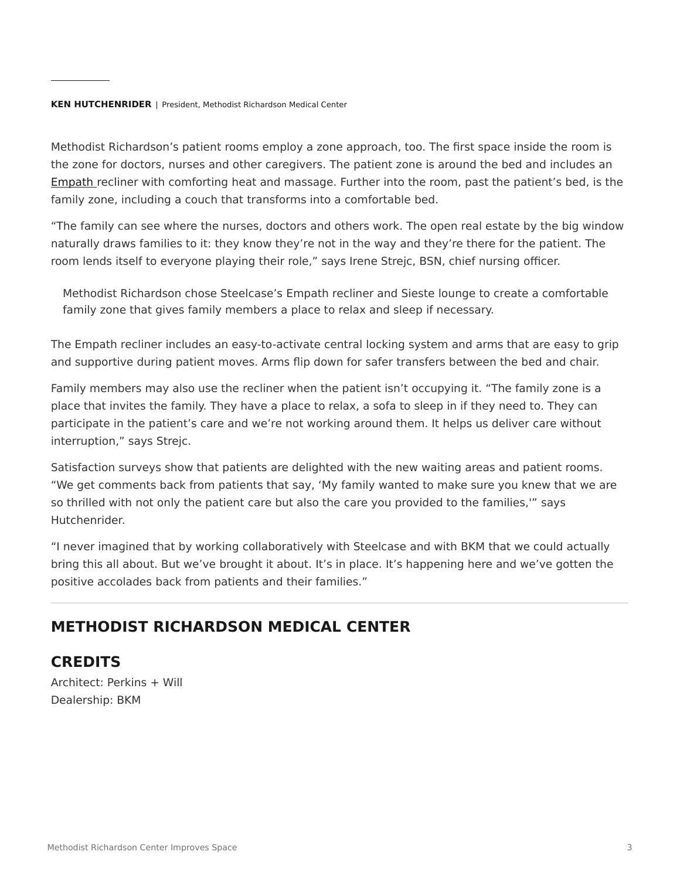**KEN HUTCHENRIDER** | President, Methodist Richardson Medical Center

Methodist Richardson's patient rooms employ a zone approach, too. The first space inside the room is the zone for doctors, nurses and other caregivers. The patient zone is around the bed and includes an Empath recliner with comforting heat and massage. Further into the room, past the patient's bed, is the family zone, including a couch that transforms into a comfortable bed.

"The family can see where the nurses, doctors and others work. The open real estate by the big window naturally draws families to it: they know they're not in the way and they're there for the patient. The room lends itself to everyone playing their role," says Irene Strejc, BSN, chief nursing officer.

Methodist Richardson chose Steelcase's Empath recliner and Sieste lounge to create a comfortable family zone that gives family members a place to relax and sleep if necessary.

The Empath recliner includes an easy-to-activate central locking system and arms that are easy to grip and supportive during patient moves. Arms flip down for safer transfers between the bed and chair.

Family members may also use the recliner when the patient isn't occupying it. "The family zone is a place that invites the family. They have a place to relax, a sofa to sleep in if they need to. They can participate in the patient's care and we're not working around them. It helps us deliver care without interruption," says Strejc.

Satisfaction surveys show that patients are delighted with the new waiting areas and patient rooms. "We get comments back from patients that say, 'My family wanted to make sure you knew that we are so thrilled with not only the patient care but also the care you provided to the families,'" says Hutchenrider.

"I never imagined that by working collaboratively with Steelcase and with BKM that we could actually bring this all about. But we've brought it about. It's in place. It's happening here and we've gotten the positive accolades back from patients and their families."

## METHODIST RICHARDSON MEDICAL CENTER

## CREDITS

Architect: Perkins + Will
Dealership: BKM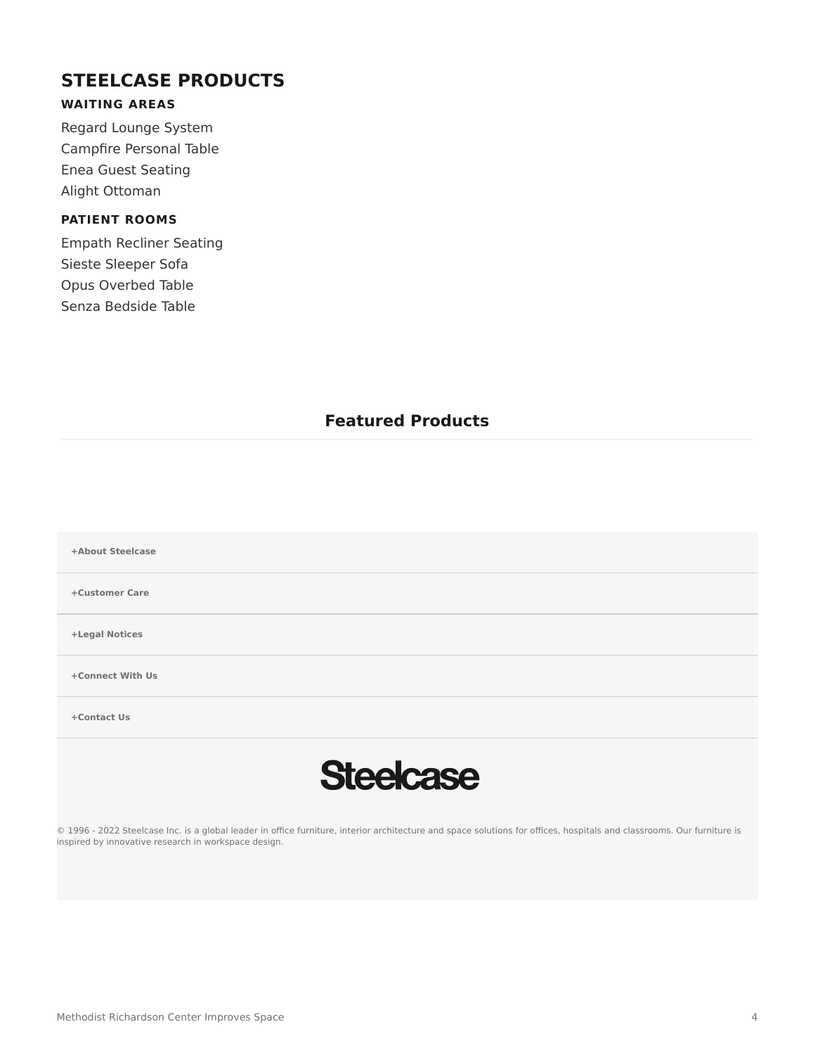## STEELCASE PRODUCTS

### WAITING AREAS

Regard Lounge System
Campfire Personal Table
Enea Guest Seating
Alight Ottoman

### PATIENT ROOMS

Empath Recliner Seating
Sieste Sleeper Sofa
Opus Overbed Table
Senza Bedside Table

## Featured Products

**+About Steelcase**

**+Customer Care**

**+Legal Notices**

**+Connect With Us**

**+Contact Us**

Steelcase

© 1996 - 2022 Steelcase Inc. is a global leader in office furniture, interior architecture and space solutions for offices, hospitals and classrooms. Our furniture is inspired by innovative research in workspace design.